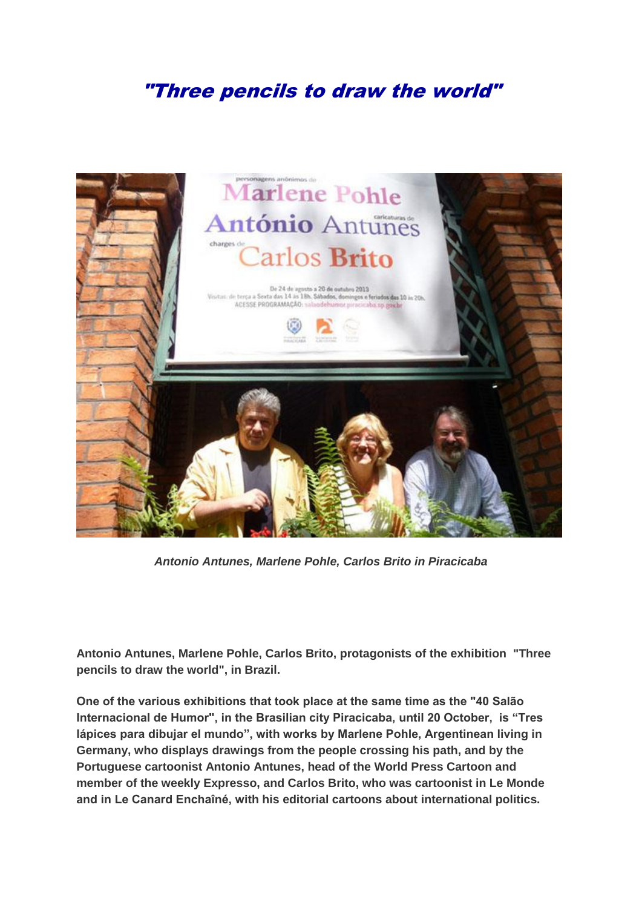# "Three pencils to draw the world"

*Antonio Antunes, Marlene Pohle, Carlos Brito in Piracicaba*

**Antonio Antunes, Marlene Pohle, Carlos Brito, protagonists of the exhibition "Three pencils to draw the world", in Brazil.**

**One of the various exhibitions that took place at the same time as the "40 Salão Internacional de Humor", in the Brasilian city Piracicaba, until 20 October, is "Tres lápices para dibujar el mundo", with works by Marlene Pohle, Argentinean living in Germany, who displays drawings from the people crossing his path, and by the Portuguese cartoonist Antonio Antunes, head of the World Press Cartoon and member of the weekly Expresso, and Carlos Brito, who was cartoonist in Le Monde and in Le Canard Enchaîné, with his editorial cartoons about international politics.**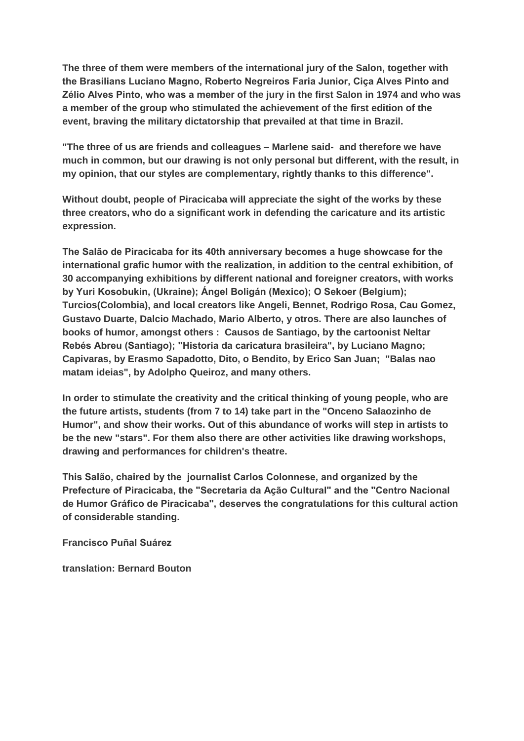**The three of them were members of the international jury of the Salon, together with the Brasilians Luciano Magno, Roberto Negreiros Faria Junior, Ciça Alves Pinto and Zélio Alves Pinto, who was a member of the jury in the first Salon in 1974 and who was a member of the group who stimulated the achievement of the first edition of the event, braving the military dictatorship that prevailed at that time in Brazil.**

**"The three of us are friends and colleagues – Marlene said- and therefore we have much in common, but our drawing is not only personal but different, with the result, in my opinion, that our styles are complementary, rightly thanks to this difference".**

**Without doubt, people of Piracicaba will appreciate the sight of the works by these three creators, who do a significant work in defending the caricature and its artistic expression.**

**The Salão de Piracicaba for its 40th anniversary becomes a huge showcase for the international grafic humor with the realization, in addition to the central exhibition, of 30 accompanying exhibitions by different national and foreigner creators, with works by Yuri Kosobukin, (Ukraine); Ángel Boligán (Mexico); O Sekoer (Belgium); Turcios(Colombia), and local creators like Angeli, Bennet, Rodrigo Rosa, Cau Gomez, Gustavo Duarte, Dalcio Machado, Mario Alberto, y otros. There are also launches of books of humor, amongst others : Causos de Santiago, by the cartoonist Neltar Rebés Abreu (Santiago); "Historia da caricatura brasileira", by Luciano Magno; Capivaras, by Erasmo Sapadotto, Dito, o Bendito, by Erico San Juan; "Balas nao matam ideias", by Adolpho Queiroz, and many others.**

**In order to stimulate the creativity and the critical thinking of young people, who are the future artists, students (from 7 to 14) take part in the "Onceno Salaozinho de Humor", and show their works. Out of this abundance of works will step in artists to be the new "stars". For them also there are other activities like drawing workshops, drawing and performances for children's theatre.**

**This Salão, chaired by the journalist Carlos Colonnese, and organized by the Prefecture of Piracicaba, the "Secretaria da Ação Cultural" and the "Centro Nacional de Humor Gráfico de Piracicaba", deserves the congratulations for this cultural action of considerable standing.**

**Francisco Puñal Suárez**

**translation: Bernard Bouton**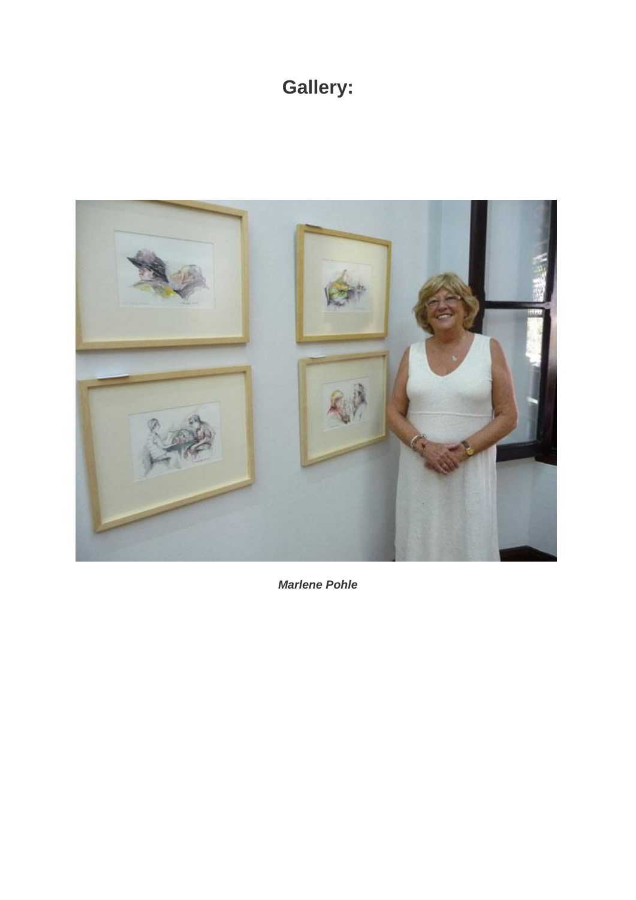# Gallery:

***Marlene Pohle***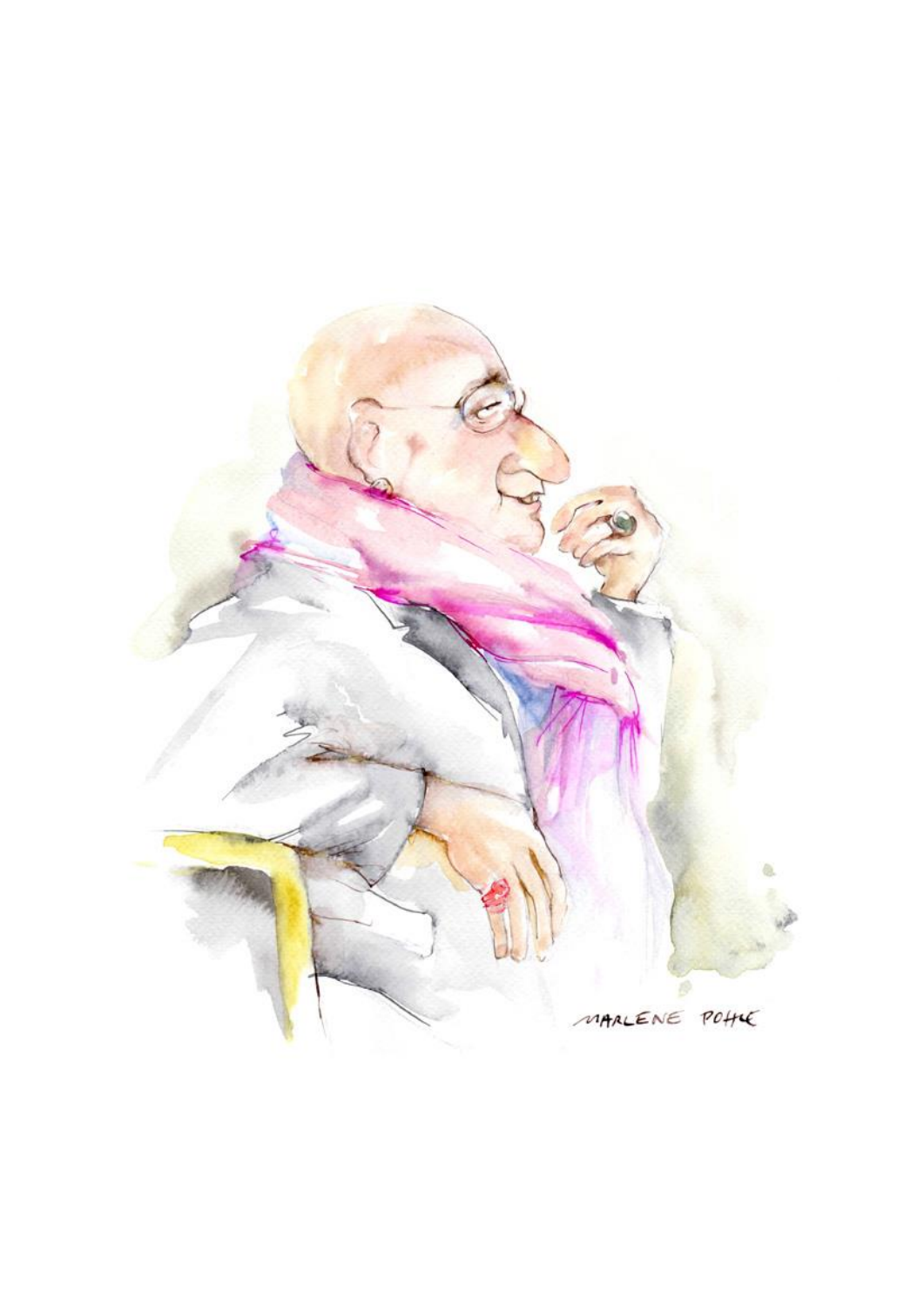MARLENE POHLE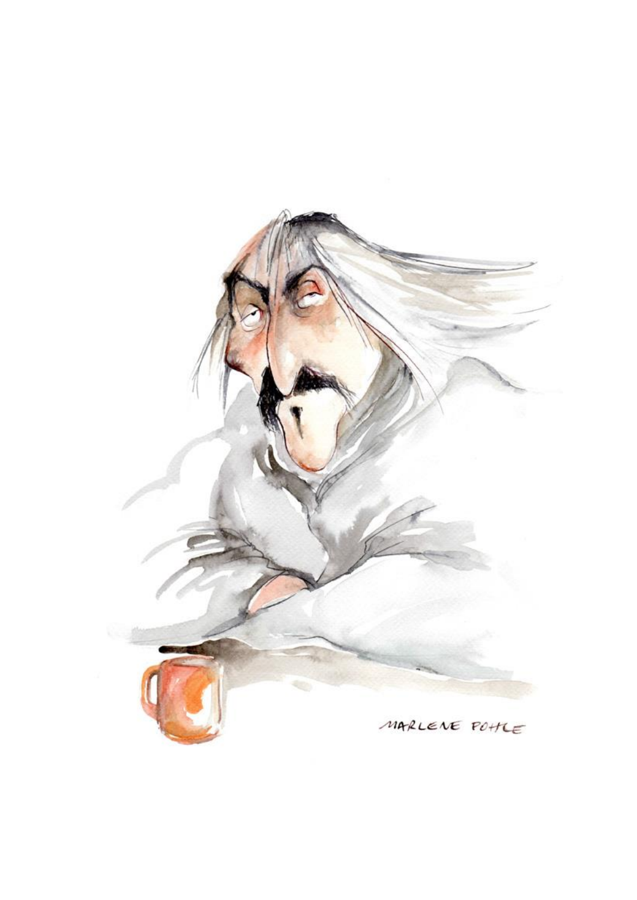MARLENE POHLE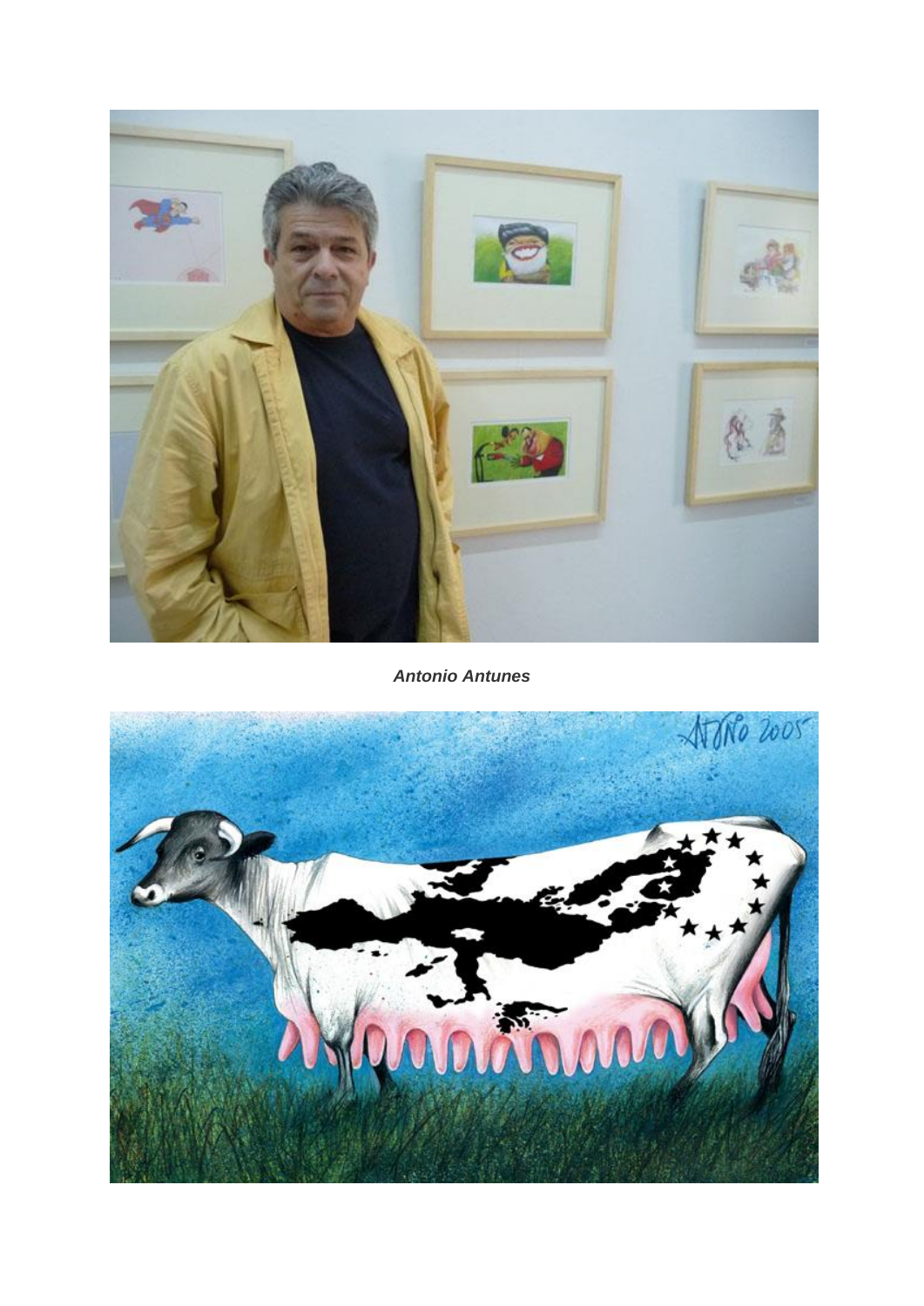***Antonio Antunes***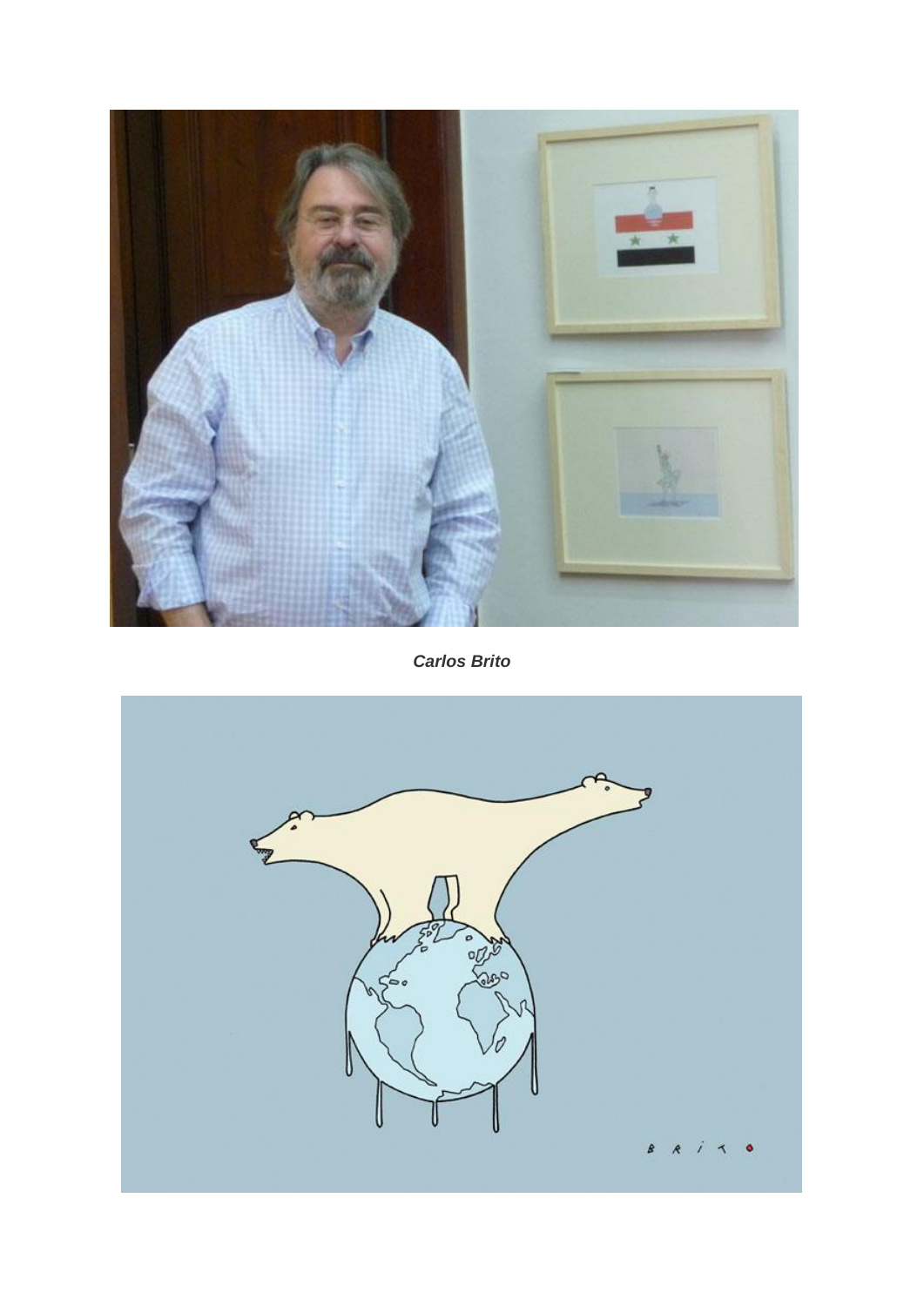***Carlos Brito***